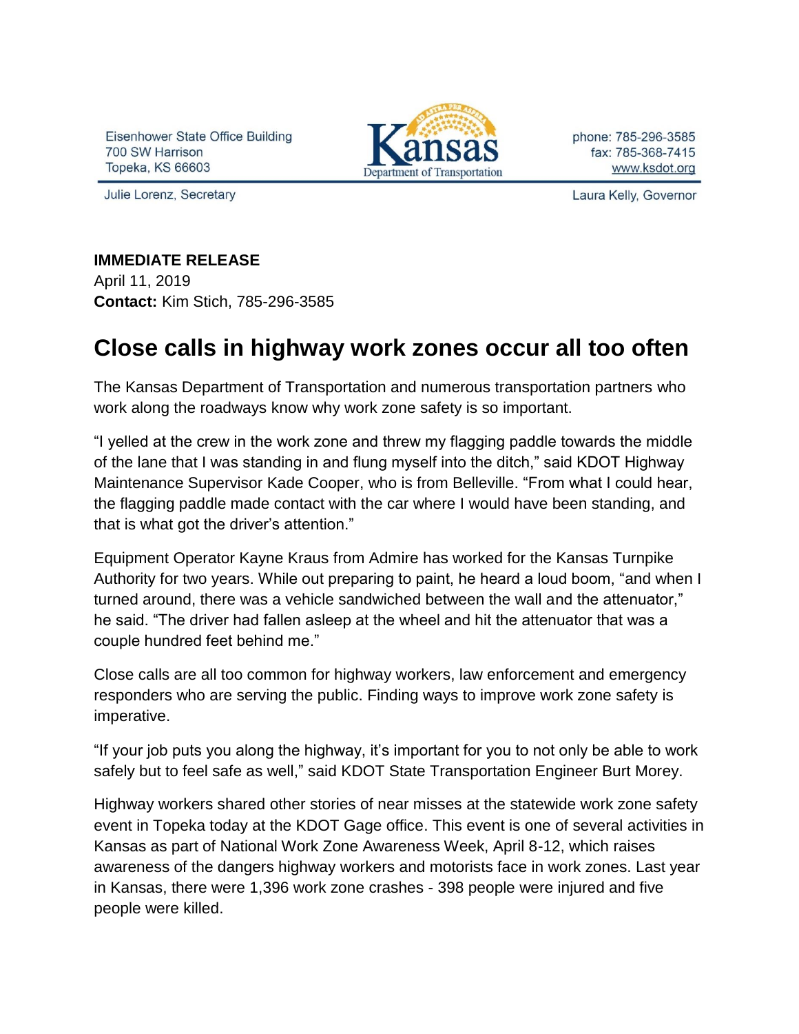Eisenhower State Office Building
700 SW Harrison
Topeka, KS 66603

Kansas Department of Transportation

phone: 785-296-3585
fax: 785-368-7415
www.ksdot.org

Julie Lorenz, Secretary

Laura Kelly, Governor

**IMMEDIATE RELEASE**
April 11, 2019
**Contact:** Kim Stich, 785-296-3585

# Close calls in highway work zones occur all too often

The Kansas Department of Transportation and numerous transportation partners who work along the roadways know why work zone safety is so important.

"I yelled at the crew in the work zone and threw my flagging paddle towards the middle of the lane that I was standing in and flung myself into the ditch," said KDOT Highway Maintenance Supervisor Kade Cooper, who is from Belleville. "From what I could hear, the flagging paddle made contact with the car where I would have been standing, and that is what got the driver's attention."

Equipment Operator Kayne Kraus from Admire has worked for the Kansas Turnpike Authority for two years. While out preparing to paint, he heard a loud boom, "and when I turned around, there was a vehicle sandwiched between the wall and the attenuator," he said. "The driver had fallen asleep at the wheel and hit the attenuator that was a couple hundred feet behind me."

Close calls are all too common for highway workers, law enforcement and emergency responders who are serving the public. Finding ways to improve work zone safety is imperative.

"If your job puts you along the highway, it's important for you to not only be able to work safely but to feel safe as well," said KDOT State Transportation Engineer Burt Morey.

Highway workers shared other stories of near misses at the statewide work zone safety event in Topeka today at the KDOT Gage office. This event is one of several activities in Kansas as part of National Work Zone Awareness Week, April 8-12, which raises awareness of the dangers highway workers and motorists face in work zones. Last year in Kansas, there were 1,396 work zone crashes - 398 people were injured and five people were killed.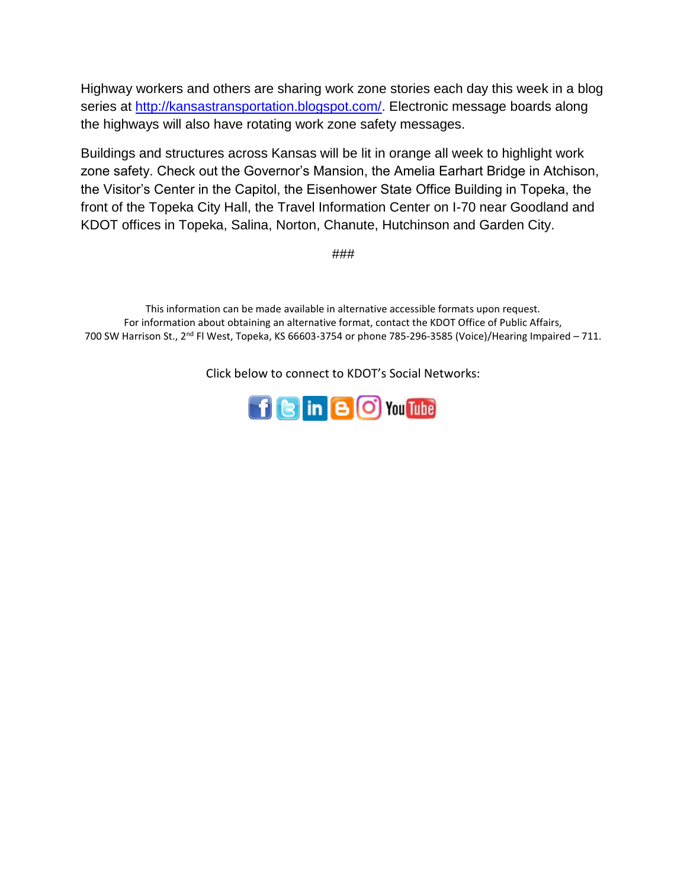Highway workers and others are sharing work zone stories each day this week in a blog series at http://kansastransportation.blogspot.com/. Electronic message boards along the highways will also have rotating work zone safety messages.

Buildings and structures across Kansas will be lit in orange all week to highlight work zone safety. Check out the Governor's Mansion, the Amelia Earhart Bridge in Atchison, the Visitor's Center in the Capitol, the Eisenhower State Office Building in Topeka, the front of the Topeka City Hall, the Travel Information Center on I-70 near Goodland and KDOT offices in Topeka, Salina, Norton, Chanute, Hutchinson and Garden City.

###

This information can be made available in alternative accessible formats upon request.
For information about obtaining an alternative format, contact the KDOT Office of Public Affairs,
700 SW Harrison St., 2nd Fl West, Topeka, KS 66603-3754 or phone 785-296-3585 (Voice)/Hearing Impaired – 711.

Click below to connect to KDOT's Social Networks: